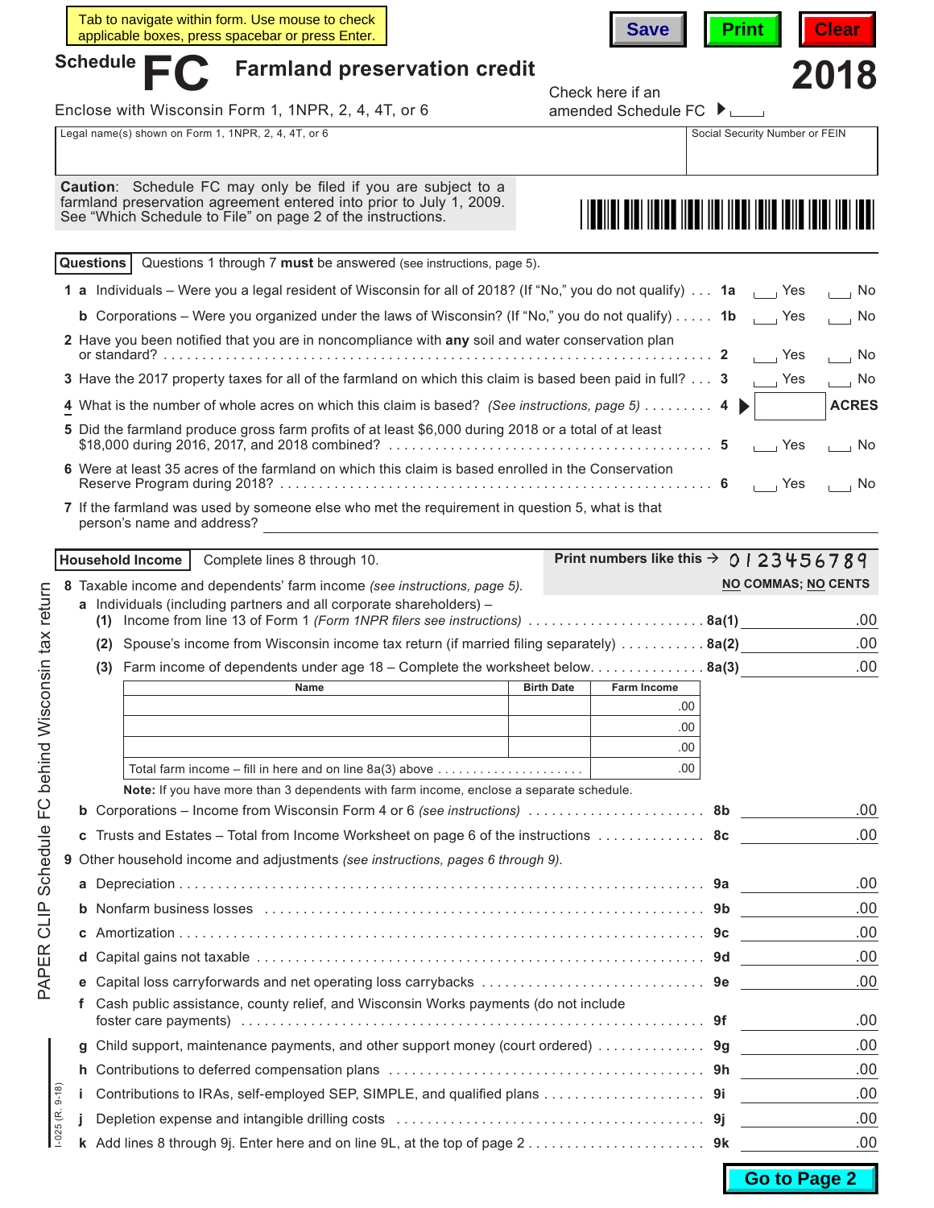Tab to navigate within form. Use mouse to check applicable boxes, press spacebar or press Enter.

Save | Print | Clear

# Schedule FC Farmland preservation credit

**2018**

Enclose with Wisconsin Form 1, 1NPR, 2, 4, 4T, or 6

Check here if an amended Schedule FC ▶ ___

| Legal name(s) shown on Form 1, 1NPR, 2, 4, 4T, or 6 | Social Security Number or FEIN |
|---|---|
| | |

**Caution**: Schedule FC may only be filed if you are subject to a farmland preservation agreement entered into prior to July 1, 2009. See "Which Schedule to File" on page 2 of the instructions.

## Questions

Questions 1 through 7 **must** be answered (see instructions, page 5).

1 a Individuals – Were you a legal resident of Wisconsin for all of 2018? (If "No," you do not qualify) . . . **1a** ___ Yes ___ No

b Corporations – Were you organized under the laws of Wisconsin? (If "No," you do not qualify) . . . . . **1b** ___ Yes ___ No

2 Have you been notified that you are in noncompliance with **any** soil and water conservation plan or standard? . . . . . **2** ___ Yes ___ No

3 Have the 2017 property taxes for all of the farmland on which this claim is based been paid in full? . . . **3** ___ Yes ___ No

4 What is the number of whole acres on which this claim is based? *(See instructions, page 5)* . . . . . . . . . **4** ▶ ______ **ACRES**

5 Did the farmland produce gross farm profits of at least $6,000 during 2018 or a total of at least $18,000 during 2016, 2017, and 2018 combined? . . . . . **5** ___ Yes ___ No

6 Were at least 35 acres of the farmland on which this claim is based enrolled in the Conservation Reserve Program during 2018? . . . . . **6** ___ Yes ___ No

7 If the farmland was used by someone else who met the requirement in question 5, what is that person's name and address? ________________________________

## Household Income

Complete lines 8 through 10.

Print numbers like this → 0 1 2 3 4 5 6 7 8 9 — **NO COMMAS; NO CENTS**

8 Taxable income and dependents' farm income *(see instructions, page 5)*.

a Individuals (including partners and all corporate shareholders) –

(1) Income from line 13 of Form 1 *(Form 1NPR filers see instructions)* . . . . . . . **8a(1)** ______ .00

(2) Spouse's income from Wisconsin income tax return (if married filing separately) . . . . . **8a(2)** ______ .00

(3) Farm income of dependents under age 18 – Complete the worksheet below. . . . . . **8a(3)** ______ .00

| Name | Birth Date | Farm Income |
|---|---|---|
| | | .00 |
| | | .00 |
| | | .00 |
| Total farm income – fill in here and on line 8a(3) above . . . . . . . . | | .00 |

**Note:** If you have more than 3 dependents with farm income, enclose a separate schedule.

b Corporations – Income from Wisconsin Form 4 or 6 *(see instructions)* . . . . . . . **8b** ______ .00

c Trusts and Estates – Total from Income Worksheet on page 6 of the instructions . . . . . **8c** ______ .00

9 Other household income and adjustments *(see instructions, pages 6 through 9)*.

a Depreciation . . . . . **9a** ______ .00

b Nonfarm business losses . . . . . **9b** ______ .00

c Amortization . . . . . **9c** ______ .00

d Capital gains not taxable . . . . . **9d** ______ .00

e Capital loss carryforwards and net operating loss carrybacks . . . . . **9e** ______ .00

f Cash public assistance, county relief, and Wisconsin Works payments (do not include foster care payments) . . . . . **9f** ______ .00

g Child support, maintenance payments, and other support money (court ordered) . . . . . **9g** ______ .00

h Contributions to deferred compensation plans . . . . . **9h** ______ .00

i Contributions to IRAs, self-employed SEP, SIMPLE, and qualified plans . . . . . **9i** ______ .00

j Depletion expense and intangible drilling costs . . . . . **9j** ______ .00

k Add lines 8 through 9j. Enter here and on line 9L, at the top of page 2 . . . . . **9k** ______ .00

PAPER CLIP Schedule FC behind Wisconsin tax return

I-025 (R. 9-18)

Go to Page 2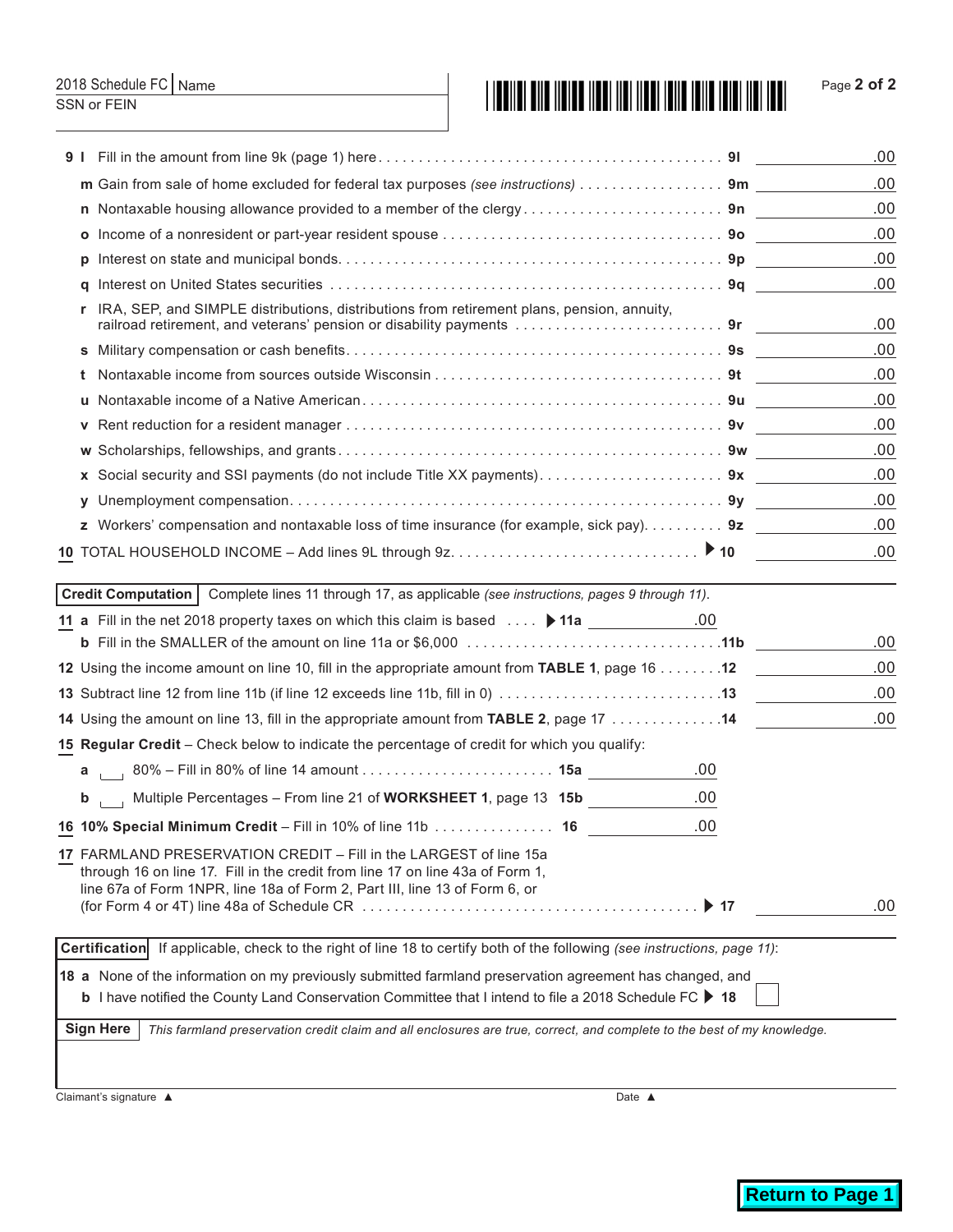2018 Schedule FC | Name

SSN or FEIN

| | | | |
|---|---|---|---|
| 9 l | Fill in the amount from line 9k (page 1) here | 9l | .00 |
| m | Gain from sale of home excluded for federal tax purposes *(see instructions)* | 9m | .00 |
| n | Nontaxable housing allowance provided to a member of the clergy | 9n | .00 |
| o | Income of a nonresident or part-year resident spouse | 9o | .00 |
| p | Interest on state and municipal bonds | 9p | .00 |
| q | Interest on United States securities | 9q | .00 |
| r | IRA, SEP, and SIMPLE distributions, distributions from retirement plans, pension, annuity, railroad retirement, and veterans' pension or disability payments | 9r | .00 |
| s | Military compensation or cash benefits | 9s | .00 |
| t | Nontaxable income from sources outside Wisconsin | 9t | .00 |
| u | Nontaxable income of a Native American | 9u | .00 |
| v | Rent reduction for a resident manager | 9v | .00 |
| w | Scholarships, fellowships, and grants | 9w | .00 |
| x | Social security and SSI payments (do not include Title XX payments) | 9x | .00 |
| y | Unemployment compensation | 9y | .00 |
| z | Workers' compensation and nontaxable loss of time insurance (for example, sick pay) | 9z | .00 |
| 10 | TOTAL HOUSEHOLD INCOME – Add lines 9L through 9z | ▶ 10 | .00 |

**Credit Computation** Complete lines 11 through 17, as applicable *(see instructions, pages 9 through 11)*.

**11 a** Fill in the net 2018 property taxes on which this claim is based ▶ 11a .00

**b** Fill in the SMALLER of the amount on line 11a or $6,000 11b .00

**12** Using the income amount on line 10, fill in the appropriate amount from **TABLE 1**, page 16 12 .00

**13** Subtract line 12 from line 11b (if line 12 exceeds line 11b, fill in 0) 13 .00

**14** Using the amount on line 13, fill in the appropriate amount from **TABLE 2**, page 17 14 .00

**15 Regular Credit** – Check below to indicate the percentage of credit for which you qualify:

**a** ☐ 80% – Fill in 80% of line 14 amount 15a .00

**b** ☐ Multiple Percentages – From line 21 of **WORKSHEET 1**, page 13 15b .00

**16 10% Special Minimum Credit** – Fill in 10% of line 11b 16 .00

**17** FARMLAND PRESERVATION CREDIT – Fill in the LARGEST of line 15a through 16 on line 17. Fill in the credit from line 17 on line 43a of Form 1, line 67a of Form 1NPR, line 18a of Form 2, Part III, line 13 of Form 6, or (for Form 4 or 4T) line 48a of Schedule CR ▶ 17 .00

**Certification** If applicable, check to the right of line 18 to certify both of the following *(see instructions, page 11)*:

**18 a** None of the information on my previously submitted farmland preservation agreement has changed, and

**b** I have notified the County Land Conservation Committee that I intend to file a 2018 Schedule FC ▶ 18 ☐

**Sign Here** *This farmland preservation credit claim and all enclosures are true, correct, and complete to the best of my knowledge.*

Claimant's signature ▲ Date ▲

Return to Page 1